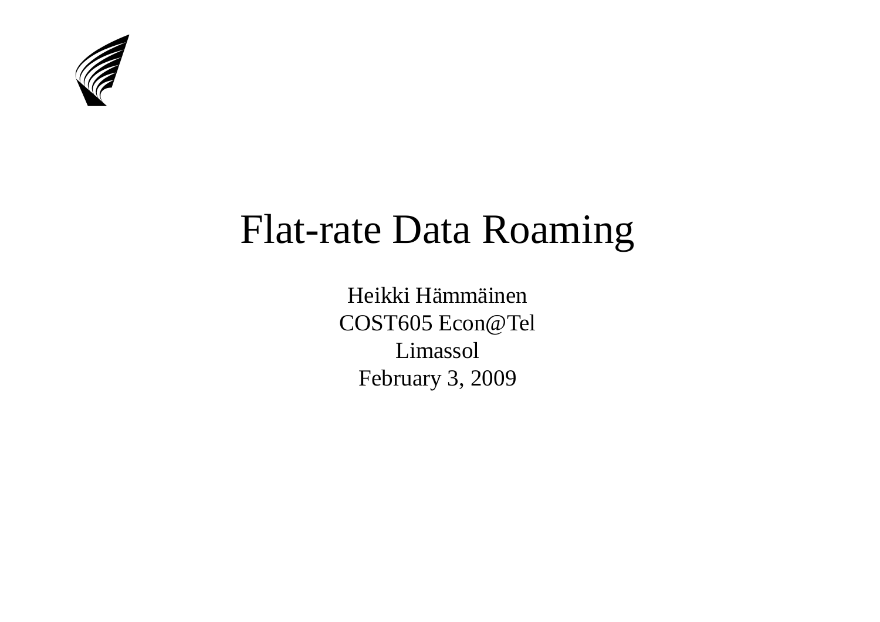# Flat-rate Data Roaming

Heikki Hämmäinen
COST605 Econ@Tel
Limassol
February 3, 2009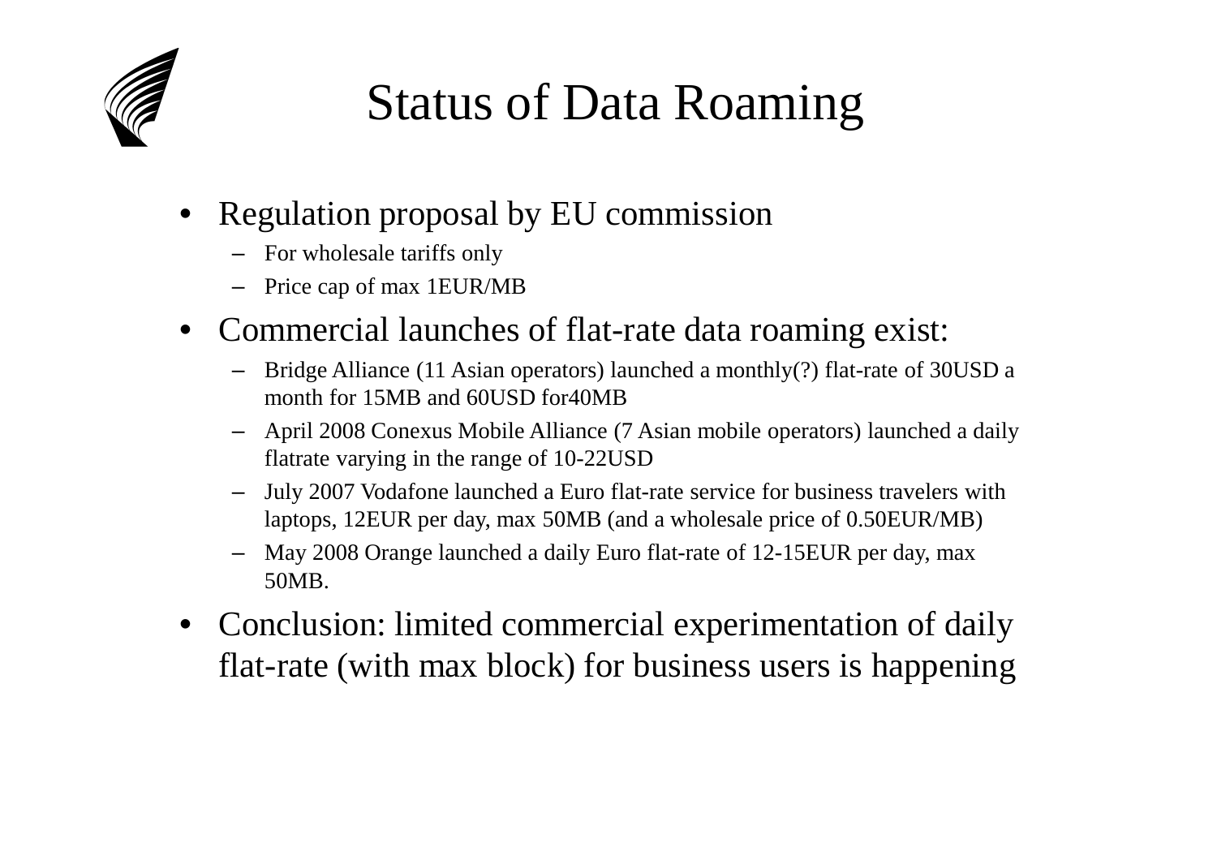# Status of Data Roaming

- Regulation proposal by EU commission
  - For wholesale tariffs only
  - Price cap of max 1EUR/MB
- Commercial launches of flat-rate data roaming exist:
  - Bridge Alliance (11 Asian operators) launched a monthly(?) flat-rate of 30USD a month for 15MB and 60USD for40MB
  - April 2008 Conexus Mobile Alliance (7 Asian mobile operators) launched a daily flatrate varying in the range of 10-22USD
  - July 2007 Vodafone launched a Euro flat-rate service for business travelers with laptops, 12EUR per day, max 50MB (and a wholesale price of 0.50EUR/MB)
  - May 2008 Orange launched a daily Euro flat-rate of 12-15EUR per day, max 50MB.
- Conclusion: limited commercial experimentation of daily flat-rate (with max block) for business users is happening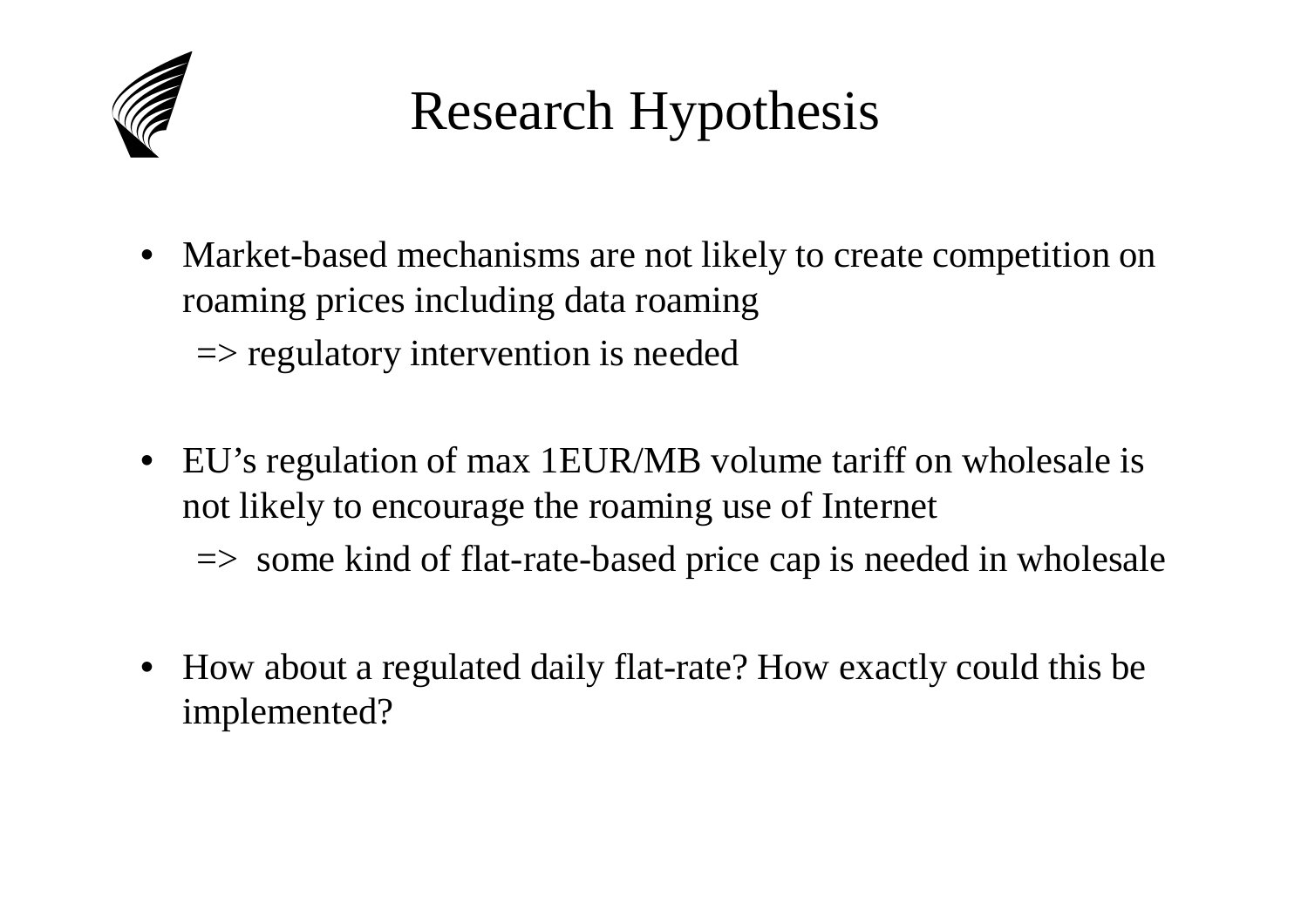# Research Hypothesis

- Market-based mechanisms are not likely to create competition on roaming prices including data roaming

  => regulatory intervention is needed

- EU's regulation of max 1EUR/MB volume tariff on wholesale is not likely to encourage the roaming use of Internet

  => some kind of flat-rate-based price cap is needed in wholesale

- How about a regulated daily flat-rate? How exactly could this be implemented?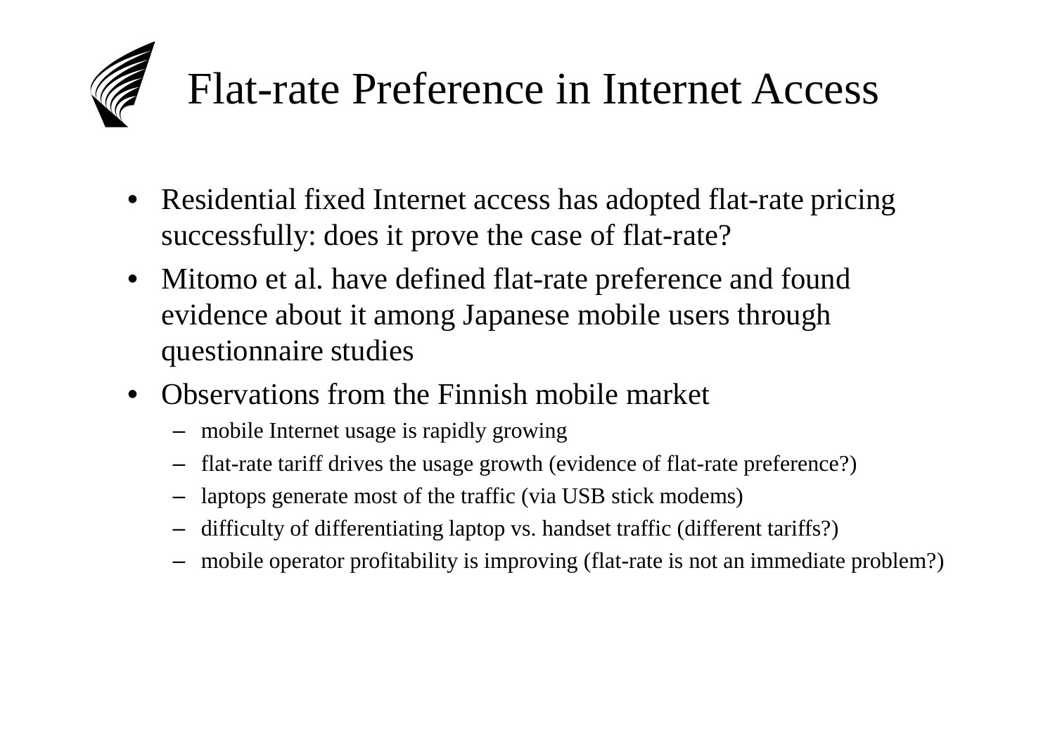# Flat-rate Preference in Internet Access

- Residential fixed Internet access has adopted flat-rate pricing successfully: does it prove the case of flat-rate?
- Mitomo et al. have defined flat-rate preference and found evidence about it among Japanese mobile users through questionnaire studies
- Observations from the Finnish mobile market
  - mobile Internet usage is rapidly growing
  - flat-rate tariff drives the usage growth (evidence of flat-rate preference?)
  - laptops generate most of the traffic (via USB stick modems)
  - difficulty of differentiating laptop vs. handset traffic (different tariffs?)
  - mobile operator profitability is improving (flat-rate is not an immediate problem?)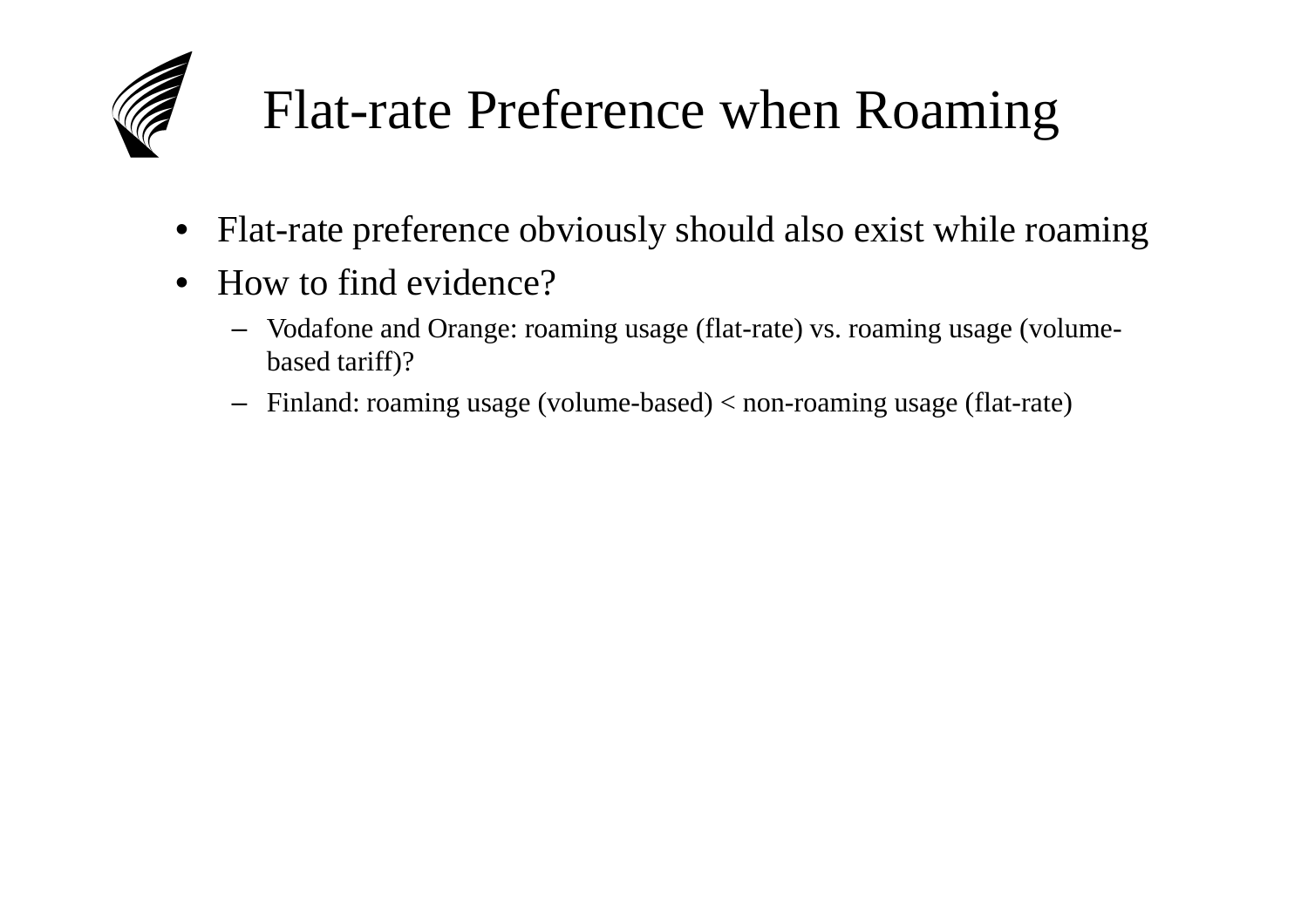# Flat-rate Preference when Roaming

- Flat-rate preference obviously should also exist while roaming
- How to find evidence?
  - Vodafone and Orange: roaming usage (flat-rate) vs. roaming usage (volume-based tariff)?
  - Finland: roaming usage (volume-based) < non-roaming usage (flat-rate)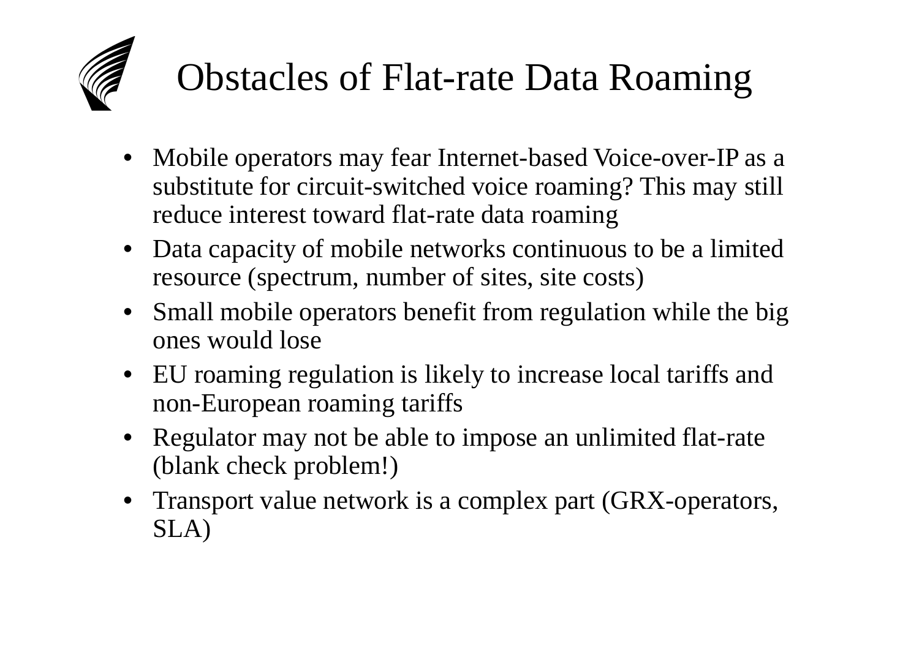# Obstacles of Flat-rate Data Roaming

- Mobile operators may fear Internet-based Voice-over-IP as a substitute for circuit-switched voice roaming? This may still reduce interest toward flat-rate data roaming
- Data capacity of mobile networks continuous to be a limited resource (spectrum, number of sites, site costs)
- Small mobile operators benefit from regulation while the big ones would lose
- EU roaming regulation is likely to increase local tariffs and non-European roaming tariffs
- Regulator may not be able to impose an unlimited flat-rate (blank check problem!)
- Transport value network is a complex part (GRX-operators, SLA)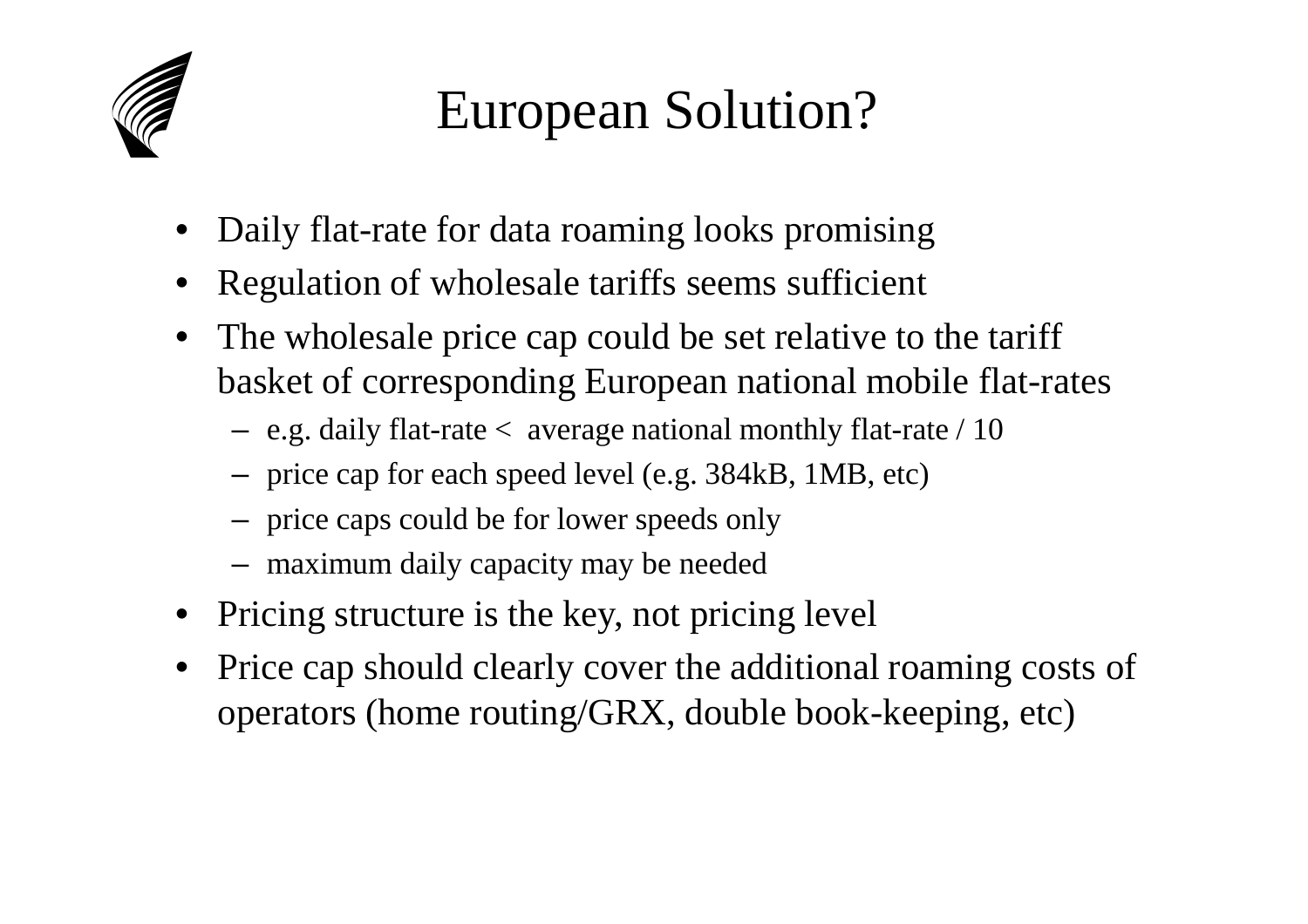# European Solution?

- Daily flat-rate for data roaming looks promising
- Regulation of wholesale tariffs seems sufficient
- The wholesale price cap could be set relative to the tariff basket of corresponding European national mobile flat-rates
  - e.g. daily flat-rate < average national monthly flat-rate / 10
  - price cap for each speed level (e.g. 384kB, 1MB, etc)
  - price caps could be for lower speeds only
  - maximum daily capacity may be needed
- Pricing structure is the key, not pricing level
- Price cap should clearly cover the additional roaming costs of operators (home routing/GRX, double book-keeping, etc)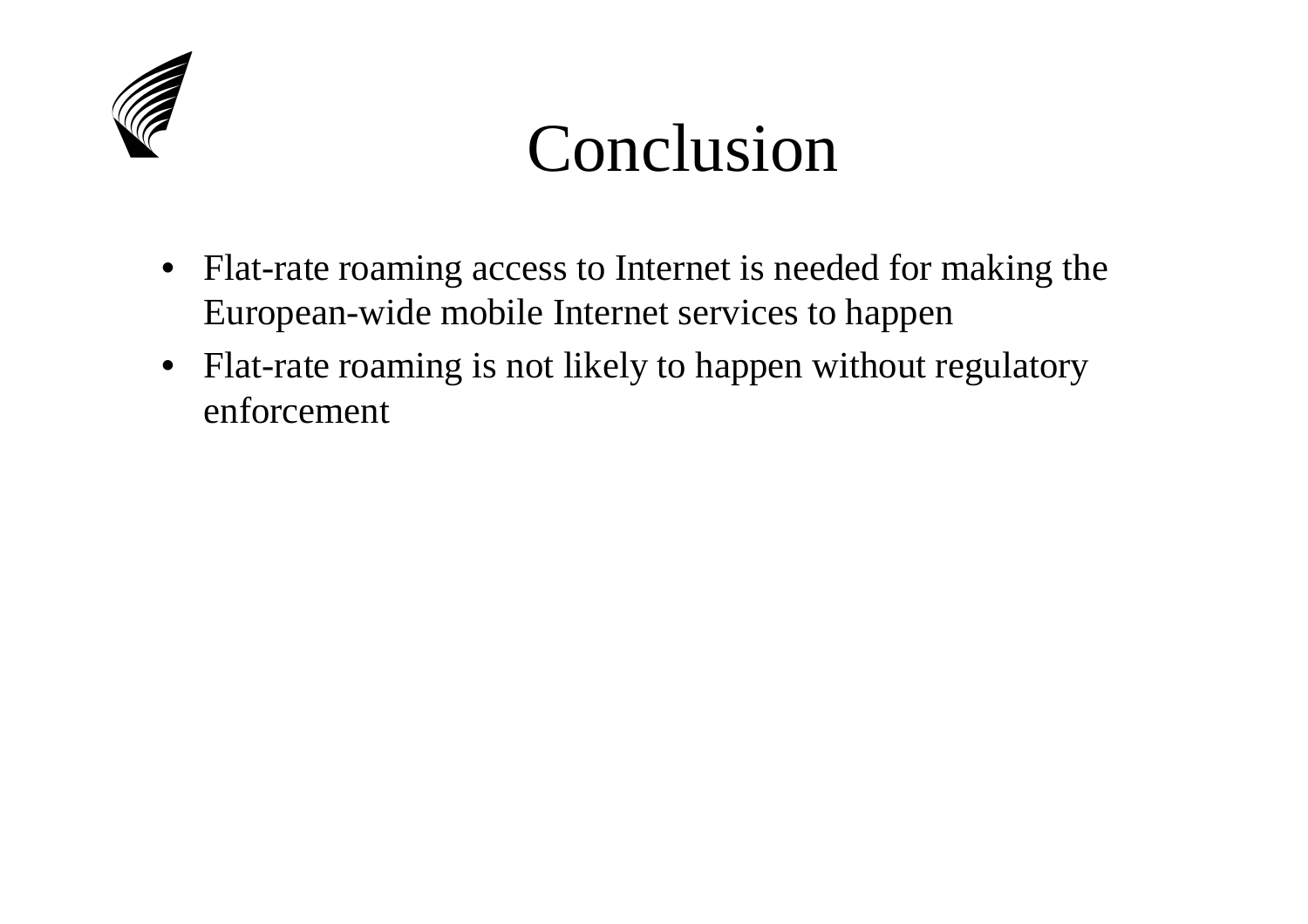# Conclusion

- Flat-rate roaming access to Internet is needed for making the European-wide mobile Internet services to happen
- Flat-rate roaming is not likely to happen without regulatory enforcement